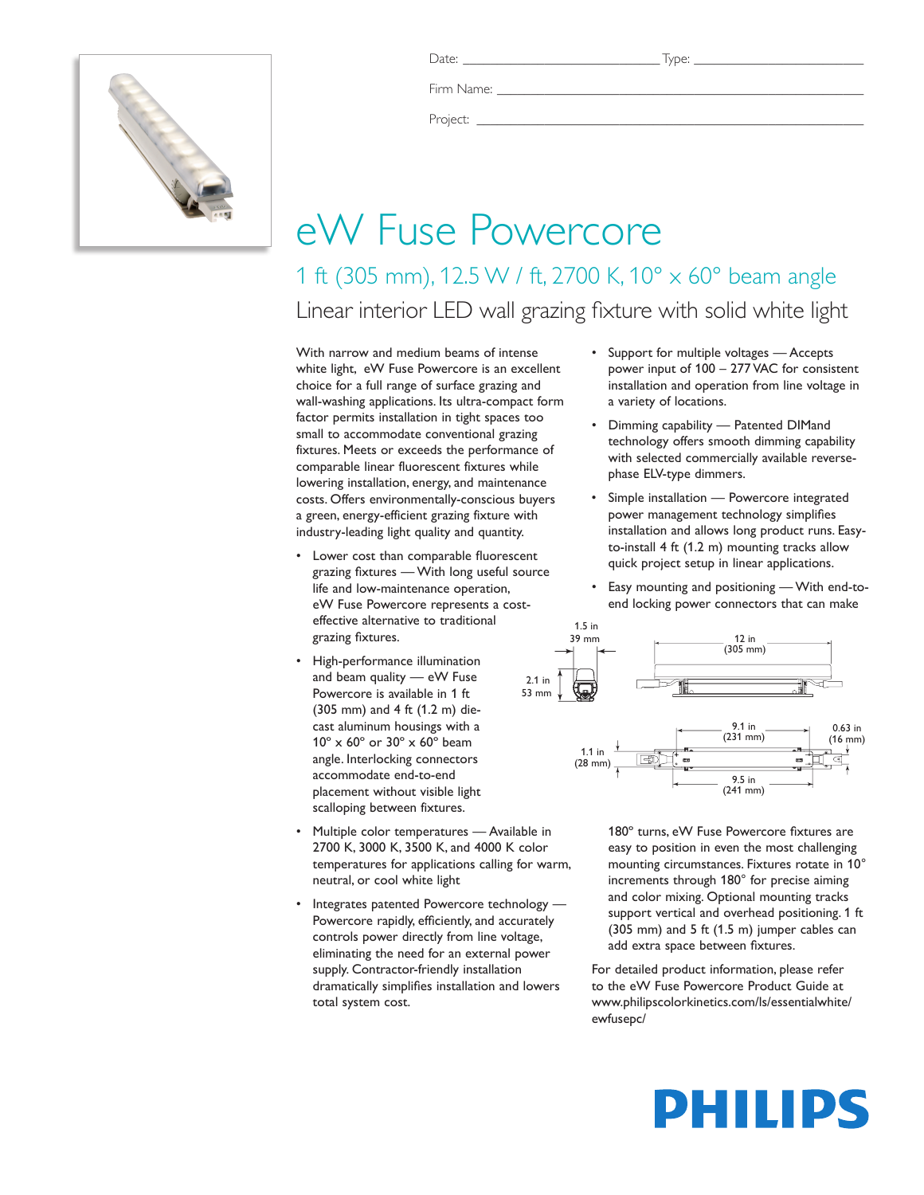Date: _______________ Type: _______________

Firm Name: _______________

Project: _______________

# eW Fuse Powercore

## 1 ft (305 mm), 12.5 W / ft, 2700 K, 10° x 60° beam angle

### Linear interior LED wall grazing fixture with solid white light

With narrow and medium beams of intense white light, eW Fuse Powercore is an excellent choice for a full range of surface grazing and wall-washing applications. Its ultra-compact form factor permits installation in tight spaces too small to accommodate conventional grazing fixtures. Meets or exceeds the performance of comparable linear fluorescent fixtures while lowering installation, energy, and maintenance costs. Offers environmentally-conscious buyers a green, energy-efficient grazing fixture with industry-leading light quality and quantity.

- Lower cost than comparable fluorescent grazing fixtures — With long useful source life and low-maintenance operation, eW Fuse Powercore represents a cost-effective alternative to traditional grazing fixtures.
- High-performance illumination and beam quality — eW Fuse Powercore is available in 1 ft (305 mm) and 4 ft (1.2 m) die-cast aluminum housings with a 10° x 60° or 30° x 60° beam angle. Interlocking connectors accommodate end-to-end placement without visible light scalloping between fixtures.
- Multiple color temperatures — Available in 2700 K, 3000 K, 3500 K, and 4000 K color temperatures for applications calling for warm, neutral, or cool white light
- Integrates patented Powercore technology — Powercore rapidly, efficiently, and accurately controls power directly from line voltage, eliminating the need for an external power supply. Contractor-friendly installation dramatically simplifies installation and lowers total system cost.
- Support for multiple voltages — Accepts power input of 100 – 277 VAC for consistent installation and operation from line voltage in a variety of locations.
- Dimming capability — Patented DIMand technology offers smooth dimming capability with selected commercially available reverse-phase ELV-type dimmers.
- Simple installation — Powercore integrated power management technology simplifies installation and allows long product runs. Easy-to-install 4 ft (1.2 m) mounting tracks allow quick project setup in linear applications.
- Easy mounting and positioning — With end-to-end locking power connectors that can make 180° turns, eW Fuse Powercore fixtures are easy to position in even the most challenging mounting circumstances. Fixtures rotate in 10° increments through 180° for precise aiming and color mixing. Optional mounting tracks support vertical and overhead positioning. 1 ft (305 mm) and 5 ft (1.5 m) jumper cables can add extra space between fixtures.

1.5 in 39 mm

2.1 in 53 mm

12 in (305 mm)

9.1 in (231 mm)

0.63 in (16 mm)

1.1 in (28 mm)

9.5 in (241 mm)

For detailed product information, please refer to the eW Fuse Powercore Product Guide at www.philipscolorkinetics.com/ls/essentialwhite/ewfusepc/

PHILIPS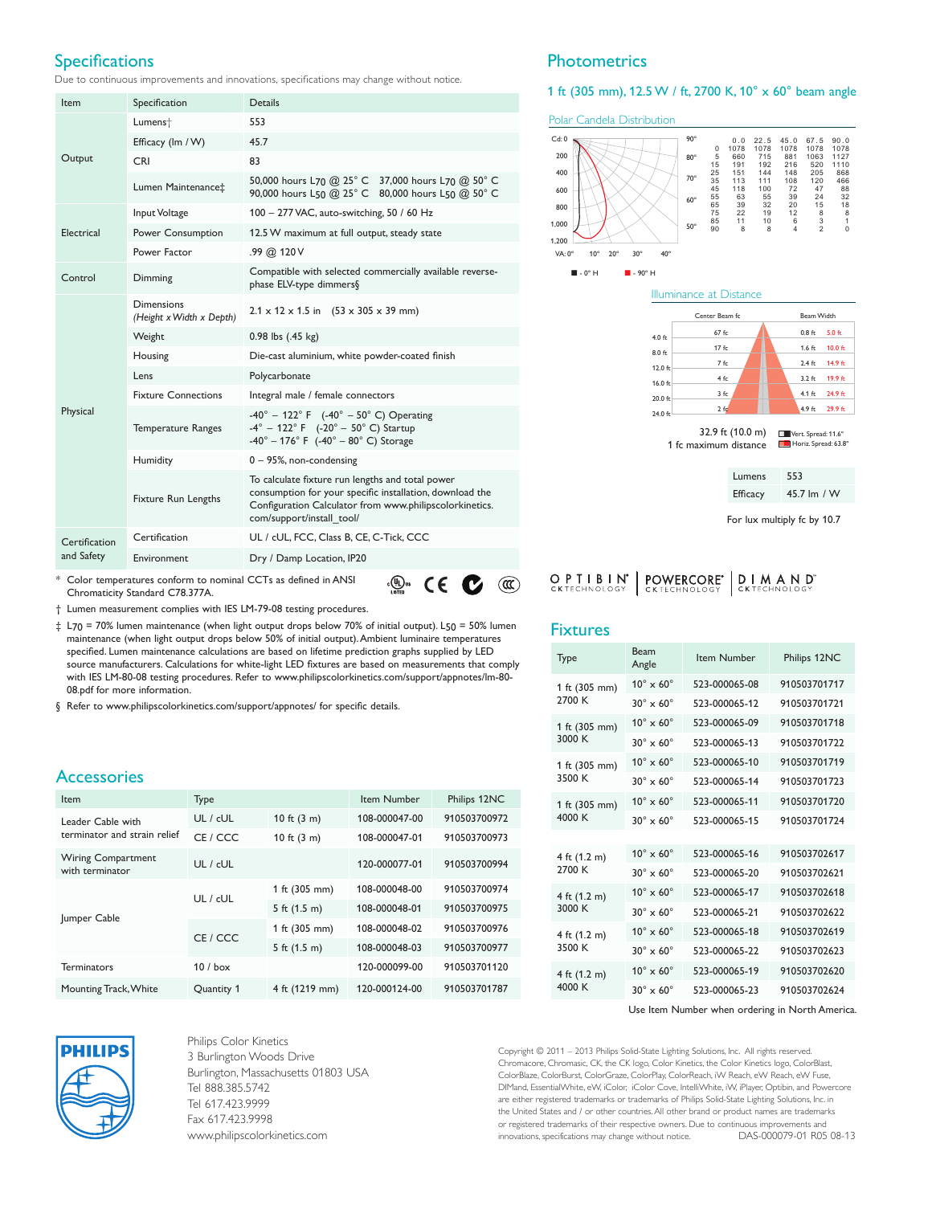## Specifications

Due to continuous improvements and innovations, specifications may change without notice.

| Item | Specification | Details |
|---|---|---|
| Output | Lumens† | 553 |
| | Efficacy (lm / W) | 45.7 |
| | CRI | 83 |
| | Lumen Maintenance‡ | 50,000 hours $L_{70}$ @ 25° C   37,000 hours $L_{70}$ @ 50° C<br>90,000 hours $L_{50}$ @ 25° C   80,000 hours $L_{50}$ @ 50° C |
| Electrical | Input Voltage | 100 – 277 VAC, auto-switching, 50 / 60 Hz |
| | Power Consumption | 12.5 W maximum at full output, steady state |
| | Power Factor | .99 @ 120 V |
| Control | Dimming | Compatible with selected commercially available reverse-phase ELV-type dimmers§ |
| Physical | Dimensions (Height x Width x Depth) | 2.1 x 12 x 1.5 in   (53 x 305 x 39 mm) |
| | Weight | 0.98 lbs (.45 kg) |
| | Housing | Die-cast aluminium, white powder-coated finish |
| | Lens | Polycarbonate |
| | Fixture Connections | Integral male / female connectors |
| | Temperature Ranges | -40° – 122° F   (-40° – 50° C) Operating<br>-4° – 122° F   (-20° – 50° C) Startup<br>-40° – 176° F   (-40° – 80° C) Storage |
| | Humidity | 0 – 95%, non-condensing |
| | Fixture Run Lengths | To calculate fixture run lengths and total power consumption for your specific installation, download the Configuration Calculator from www.philipscolorkinetics.com/support/install_tool/ |
| Certification and Safety | Certification | UL / cUL, FCC, Class B, CE, C-Tick, CCC |
| | Environment | Dry / Damp Location, IP20 |

\* Color temperatures conform to nominal CCTs as defined in ANSI Chromaticity Standard C78.377A.

† Lumen measurement complies with IES LM-79-08 testing procedures.

‡ $L_{70}$ = 70% lumen maintenance (when light output drops below 70% of initial output). $L_{50}$ = 50% lumen maintenance (when light output drops below 50% of initial output). Ambient luminaire temperatures specified. Lumen maintenance calculations are based on lifetime prediction graphs supplied by LED source manufacturers. Calculations for white-light LED fixtures are based on measurements that comply with IES LM-80-08 testing procedures. Refer to www.philipscolorkinetics.com/support/appnotes/lm-80-08.pdf for more information.

§ Refer to www.philipscolorkinetics.com/support/appnotes/ for specific details.

## Accessories

| Item | Type | | Item Number | Philips 12NC |
|---|---|---|---|---|
| Leader Cable with terminator and strain relief | UL / cUL | 10 ft (3 m) | 108-000047-00 | 910503700972 |
| | CE / CCC | 10 ft (3 m) | 108-000047-01 | 910503700973 |
| Wiring Compartment with terminator | UL / cUL | | 120-000077-01 | 910503700994 |
| Jumper Cable | UL / cUL | 1 ft (305 mm) | 108-000048-00 | 910503700974 |
| | | 5 ft (1.5 m) | 108-000048-01 | 910503700975 |
| | CE / CCC | 1 ft (305 mm) | 108-000048-02 | 910503700976 |
| | | 5 ft (1.5 m) | 108-000048-03 | 910503700977 |
| Terminators | 10 / box | | 120-000099-00 | 910503701120 |
| Mounting Track, White | Quantity 1 | 4 ft (1219 mm) | 120-000124-00 | 910503701787 |

## Photometrics

1 ft (305 mm), 12.5 W / ft, 2700 K, 10° x 60° beam angle

### Polar Candela Distribution

Cd: 0, 200, 400, 600, 800, 1,000, 1,200
VA: 0°, 10°, 20°, 30°, 40°, 50°, 60°, 70°, 80°, 90°

| | 0.0 | 22.5 | 45.0 | 67.5 | 90.0 |
|---|---|---|---|---|---|
| 0 | 1078 | 1078 | 1078 | 1078 | 1078 |
| 5 | 660 | 715 | 881 | 1063 | 1127 |
| 15 | 191 | 192 | 216 | 520 | 1110 |
| 25 | 151 | 144 | 148 | 205 | 868 |
| 35 | 113 | 111 | 108 | 120 | 466 |
| 45 | 118 | 100 | 72 | 47 | 88 |
| 55 | 63 | 55 | 39 | 24 | 32 |
| 65 | 39 | 32 | 20 | 15 | 18 |
| 75 | 22 | 19 | 12 | 8 | 8 |
| 85 | 11 | 10 | 6 | 3 | 1 |
| 90 | 8 | 8 | 4 | 2 | 0 |

■ - 0° H   ■ - 90° H

### Illuminance at Distance

Center Beam fc / Beam Width

4.0 ft: 67 fc; 0.8 ft, 5.0 ft
8.0 ft: 17 fc; 1.6 ft, 10.0 ft
12.0 ft: 7 fc; 2.4 ft, 14.9 ft
16.0 ft: 4 fc; 3.2 ft, 19.9 ft
20.0 ft: 3 fc; 4.1 ft, 24.9 ft
24.0 ft: 2 fc; 4.9 ft, 29.9 ft

32.9 ft (10.0 m)
1 fc maximum distance

Vert. Spread: 11.6°
Horiz. Spread: 63.8°

| | |
|---|---|
| Lumens | 553 |
| Efficacy | 45.7 lm / W |

For lux multiply fc by 10.7

## Fixtures

| Type | Beam Angle | Item Number | Philips 12NC |
|---|---|---|---|
| 1 ft (305 mm) 2700 K | 10° x 60° | 523-000065-08 | 910503701717 |
| | 30° x 60° | 523-000065-12 | 910503701721 |
| 1 ft (305 mm) 3000 K | 10° x 60° | 523-000065-09 | 910503701718 |
| | 30° x 60° | 523-000065-13 | 910503701722 |
| 1 ft (305 mm) 3500 K | 10° x 60° | 523-000065-10 | 910503701719 |
| | 30° x 60° | 523-000065-14 | 910503701723 |
| 1 ft (305 mm) 4000 K | 10° x 60° | 523-000065-11 | 910503701720 |
| | 30° x 60° | 523-000065-15 | 910503701724 |
| 4 ft (1.2 m) 2700 K | 10° x 60° | 523-000065-16 | 910503702617 |
| | 30° x 60° | 523-000065-20 | 910503702621 |
| 4 ft (1.2 m) 3000 K | 10° x 60° | 523-000065-17 | 910503702618 |
| | 30° x 60° | 523-000065-21 | 910503702622 |
| 4 ft (1.2 m) 3500 K | 10° x 60° | 523-000065-18 | 910503702619 |
| | 30° x 60° | 523-000065-22 | 910503702623 |
| 4 ft (1.2 m) 4000 K | 10° x 60° | 523-000065-19 | 910503702620 |
| | 30° x 60° | 523-000065-23 | 910503702624 |

Use Item Number when ordering in North America.

Philips Color Kinetics
3 Burlington Woods Drive
Burlington, Massachusetts 01803 USA
Tel 888.385.5742
Tel 617.423.9999
Fax 617.423.9998
www.philipscolorkinetics.com

Copyright © 2011 – 2013 Philips Solid-State Lighting Solutions, Inc. All rights reserved. Chromacore, Chromasic, CK, the CK logo, Color Kinetics, the Color Kinetics logo, ColorBlast, ColorBlaze, ColorBurst, ColorGraze, ColorPlay, ColorReach, iW Reach, eW Reach, eW Fuse, DIMand, EssentialWhite, eW, iColor, iColor Cove, IntelliWhite, iW, iPlayer, Optibin, and Powercore are either registered trademarks or trademarks of Philips Solid-State Lighting Solutions, Inc. in the United States and / or other countries. All other brand or product names are trademarks or registered trademarks of their respective owners. Due to continuous improvements and innovations, specifications may change without notice.

DAS-000079-01 R05 08-13